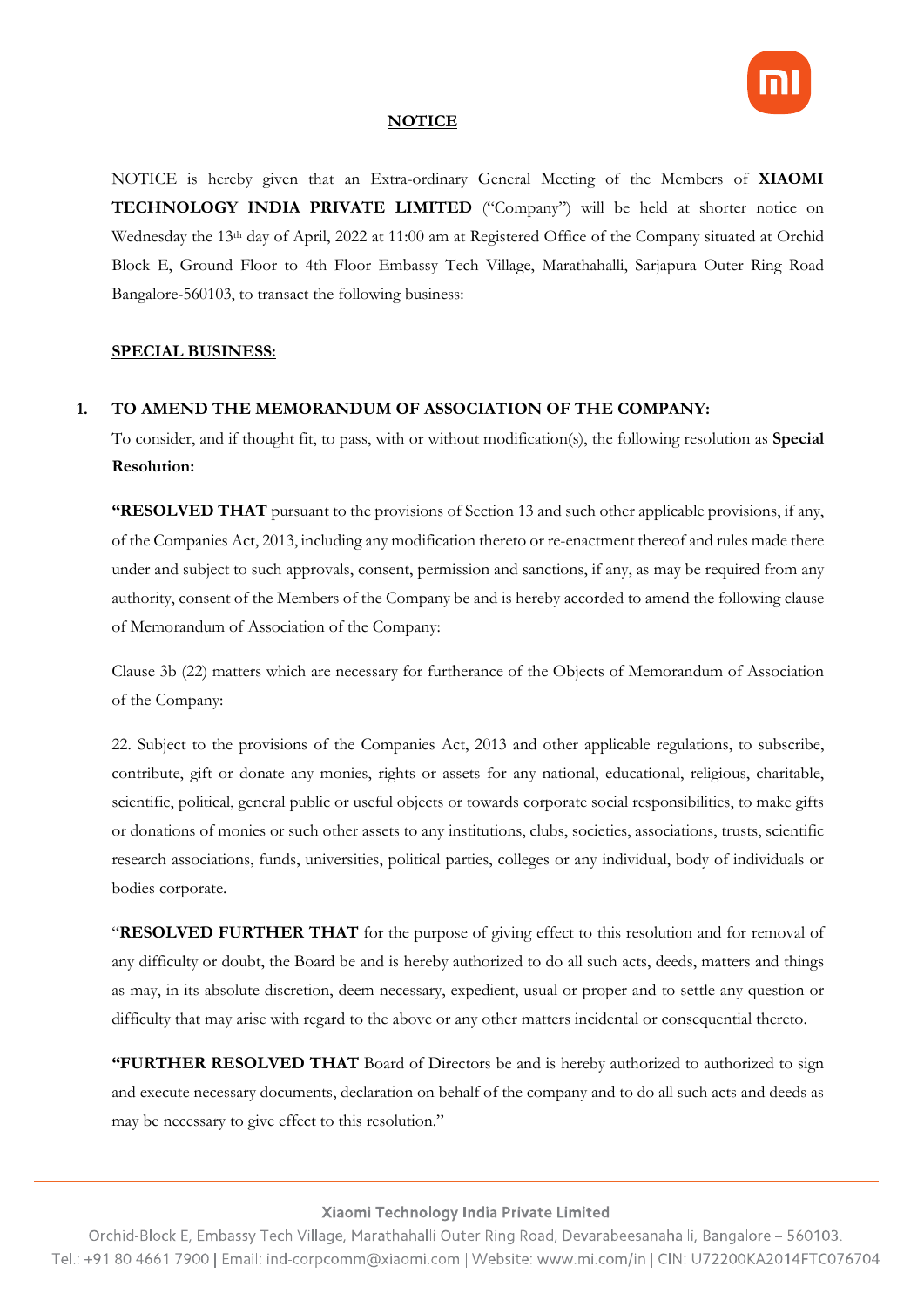# NOTICE

NOTICE is hereby given that an Extra-ordinary General Meeting of the Members of **XIAOMI TECHNOLOGY INDIA PRIVATE LIMITED** ("Company") will be held at shorter notice on Wednesday the 13th day of April, 2022 at 11:00 am at Registered Office of the Company situated at Orchid Block E, Ground Floor to 4th Floor Embassy Tech Village, Marathahalli, Sarjapura Outer Ring Road Bangalore-560103, to transact the following business:

## SPECIAL BUSINESS:

### 1. TO AMEND THE MEMORANDUM OF ASSOCIATION OF THE COMPANY:

To consider, and if thought fit, to pass, with or without modification(s), the following resolution as **Special Resolution:**

**"RESOLVED THAT** pursuant to the provisions of Section 13 and such other applicable provisions, if any, of the Companies Act, 2013, including any modification thereto or re-enactment thereof and rules made there under and subject to such approvals, consent, permission and sanctions, if any, as may be required from any authority, consent of the Members of the Company be and is hereby accorded to amend the following clause of Memorandum of Association of the Company:

Clause 3b (22) matters which are necessary for furtherance of the Objects of Memorandum of Association of the Company:

22. Subject to the provisions of the Companies Act, 2013 and other applicable regulations, to subscribe, contribute, gift or donate any monies, rights or assets for any national, educational, religious, charitable, scientific, political, general public or useful objects or towards corporate social responsibilities, to make gifts or donations of monies or such other assets to any institutions, clubs, societies, associations, trusts, scientific research associations, funds, universities, political parties, colleges or any individual, body of individuals or bodies corporate.

"**RESOLVED FURTHER THAT** for the purpose of giving effect to this resolution and for removal of any difficulty or doubt, the Board be and is hereby authorized to do all such acts, deeds, matters and things as may, in its absolute discretion, deem necessary, expedient, usual or proper and to settle any question or difficulty that may arise with regard to the above or any other matters incidental or consequential thereto.

**"FURTHER RESOLVED THAT** Board of Directors be and is hereby authorized to authorized to sign and execute necessary documents, declaration on behalf of the company and to do all such acts and deeds as may be necessary to give effect to this resolution."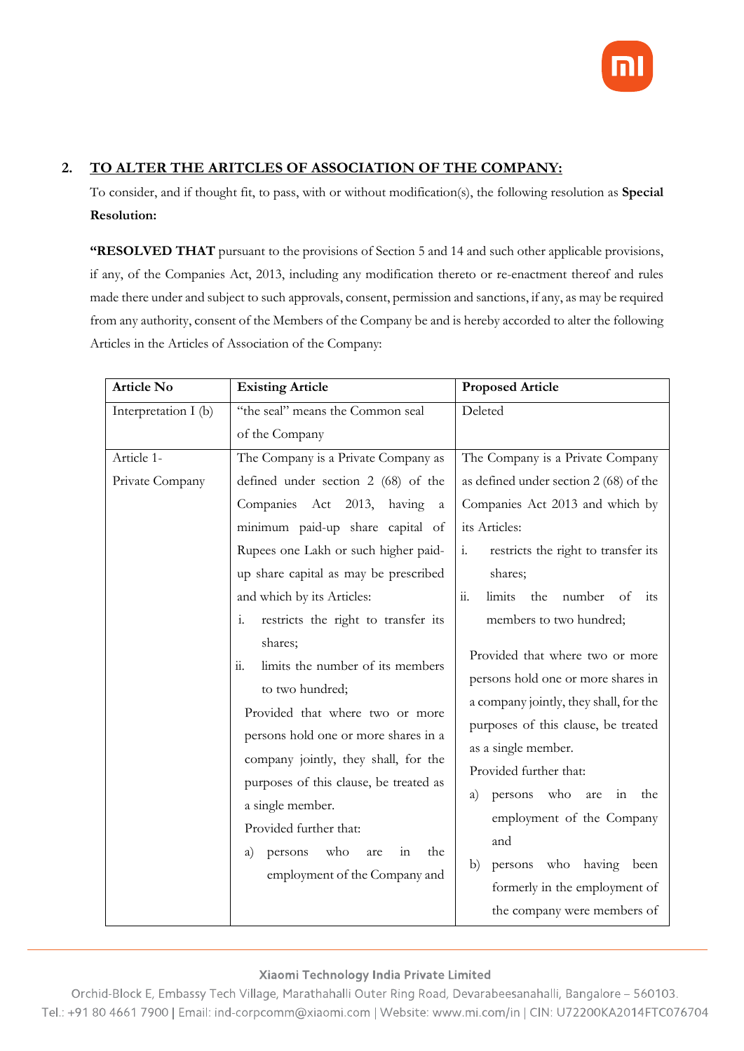## 2. TO ALTER THE ARITCLES OF ASSOCIATION OF THE COMPANY:

To consider, and if thought fit, to pass, with or without modification(s), the following resolution as **Special Resolution:**

**"RESOLVED THAT** pursuant to the provisions of Section 5 and 14 and such other applicable provisions, if any, of the Companies Act, 2013, including any modification thereto or re-enactment thereof and rules made there under and subject to such approvals, consent, permission and sanctions, if any, as may be required from any authority, consent of the Members of the Company be and is hereby accorded to alter the following Articles in the Articles of Association of the Company:

| Article No | Existing Article | Proposed Article |
|---|---|---|
| Interpretation I (b) | "the seal" means the Common seal of the Company | Deleted |
| Article 1- Private Company | The Company is a Private Company as defined under section 2 (68) of the Companies Act 2013, having a minimum paid-up share capital of Rupees one Lakh or such higher paid-up share capital as may be prescribed and which by its Articles: <br> i. restricts the right to transfer its shares; <br> ii. limits the number of its members to two hundred; <br> Provided that where two or more persons hold one or more shares in a company jointly, they shall, for the purposes of this clause, be treated as a single member. <br> Provided further that: <br> a) persons who are in the employment of the Company and | The Company is a Private Company as defined under section 2 (68) of the Companies Act 2013 and which by its Articles: <br> i. restricts the right to transfer its shares; <br> ii. limits the number of its members to two hundred; <br> Provided that where two or more persons hold one or more shares in a company jointly, they shall, for the purposes of this clause, be treated as a single member. <br> Provided further that: <br> a) persons who are in the employment of the Company and <br> b) persons who having been formerly in the employment of the company were members of |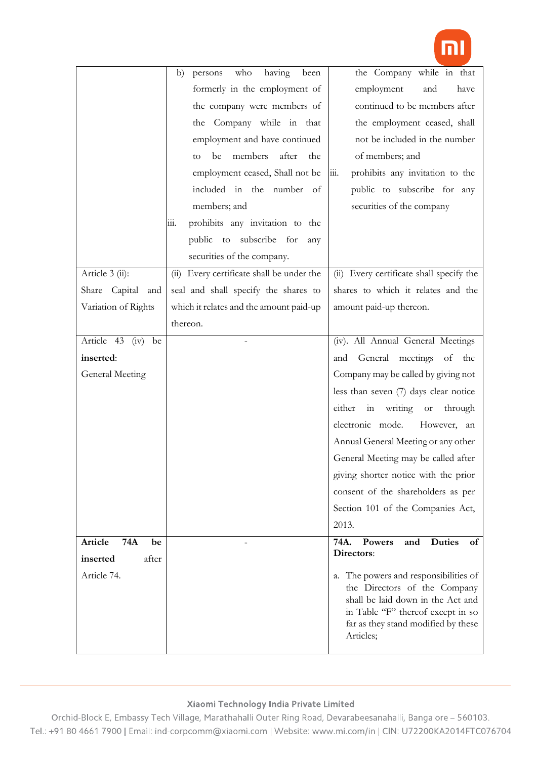| | | |
|---|---|---|
| | b) persons who having been formerly in the employment of the company were members of the Company while in that employment and have continued to be members after the employment ceased, Shall not be included in the number of members; and<br>iii. prohibits any invitation to the public to subscribe for any securities of the company. | the Company while in that employment and have continued to be members after the employment ceased, shall not be included in the number of members; and<br>iii. prohibits any invitation to the public to subscribe for any securities of the company |
| Article 3 (ii):<br>Share Capital and Variation of Rights | (ii) Every certificate shall be under the seal and shall specify the shares to which it relates and the amount paid-up thereon. | (ii) Every certificate shall specify the shares to which it relates and the amount paid-up thereon. |
| Article 43 (iv) be **inserted**:<br>General Meeting | - | (iv). All Annual General Meetings and General meetings of the Company may be called by giving not less than seven (7) days clear notice either in writing or through electronic mode. However, an Annual General Meeting or any other General Meeting may be called after giving shorter notice with the prior consent of the shareholders as per Section 101 of the Companies Act, 2013. |
| **Article 74A be inserted** after Article 74. | - | **74A. Powers and Duties of Directors**:<br>a. The powers and responsibilities of the Directors of the Company shall be laid down in the Act and in Table "F" thereof except in so far as they stand modified by these Articles; |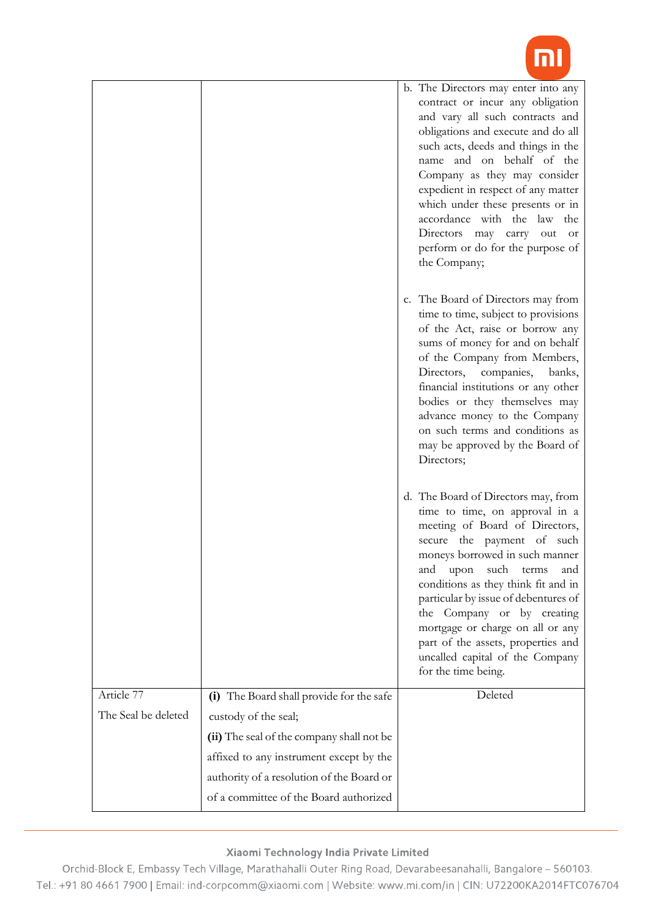| | | |
|---|---|---|
| | | b. The Directors may enter into any contract or incur any obligation and vary all such contracts and obligations and execute and do all such acts, deeds and things in the name and on behalf of the Company as they may consider expedient in respect of any matter which under these presents or in accordance with the law the Directors may carry out or perform or do for the purpose of the Company;<br><br>c. The Board of Directors may from time to time, subject to provisions of the Act, raise or borrow any sums of money for and on behalf of the Company from Members, Directors, companies, banks, financial institutions or any other bodies or they themselves may advance money to the Company on such terms and conditions as may be approved by the Board of Directors;<br><br>d. The Board of Directors may, from time to time, on approval in a meeting of Board of Directors, secure the payment of such moneys borrowed in such manner and upon such terms and conditions as they think fit and in particular by issue of debentures of the Company or by creating mortgage or charge on all or any part of the assets, properties and uncalled capital of the Company for the time being. |
| Article 77<br><br>The Seal be deleted | **(i)** The Board shall provide for the safe custody of the seal;<br><br>**(ii)** The seal of the company shall not be affixed to any instrument except by the authority of a resolution of the Board or of a committee of the Board authorized | Deleted |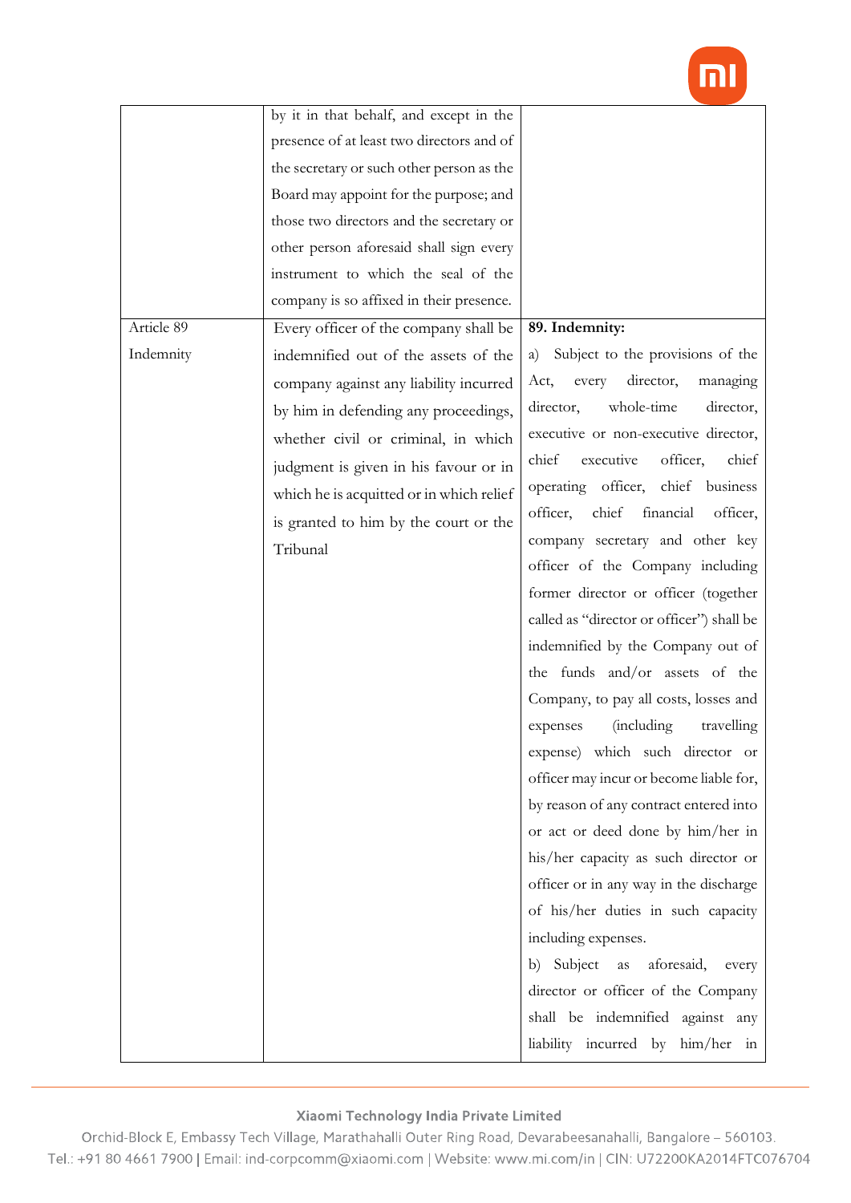| | | |
|---|---|---|
| | by it in that behalf, and except in the presence of at least two directors and of the secretary or such other person as the Board may appoint for the purpose; and those two directors and the secretary or other person aforesaid shall sign every instrument to which the seal of the company is so affixed in their presence. | |
| Article 89 Indemnity | Every officer of the company shall be indemnified out of the assets of the company against any liability incurred by him in defending any proceedings, whether civil or criminal, in which judgment is given in his favour or in which he is acquitted or in which relief is granted to him by the court or the Tribunal | **89. Indemnity:** a) Subject to the provisions of the Act, every director, managing director, whole-time director, executive or non-executive director, chief executive officer, chief operating officer, chief business officer, chief financial officer, company secretary and other key officer of the Company including former director or officer (together called as "director or officer") shall be indemnified by the Company out of the funds and/or assets of the Company, to pay all costs, losses and expenses (including travelling expense) which such director or officer may incur or become liable for, by reason of any contract entered into or act or deed done by him/her in his/her capacity as such director or officer or in any way in the discharge of his/her duties in such capacity including expenses. b) Subject as aforesaid, every director or officer of the Company shall be indemnified against any liability incurred by him/her in |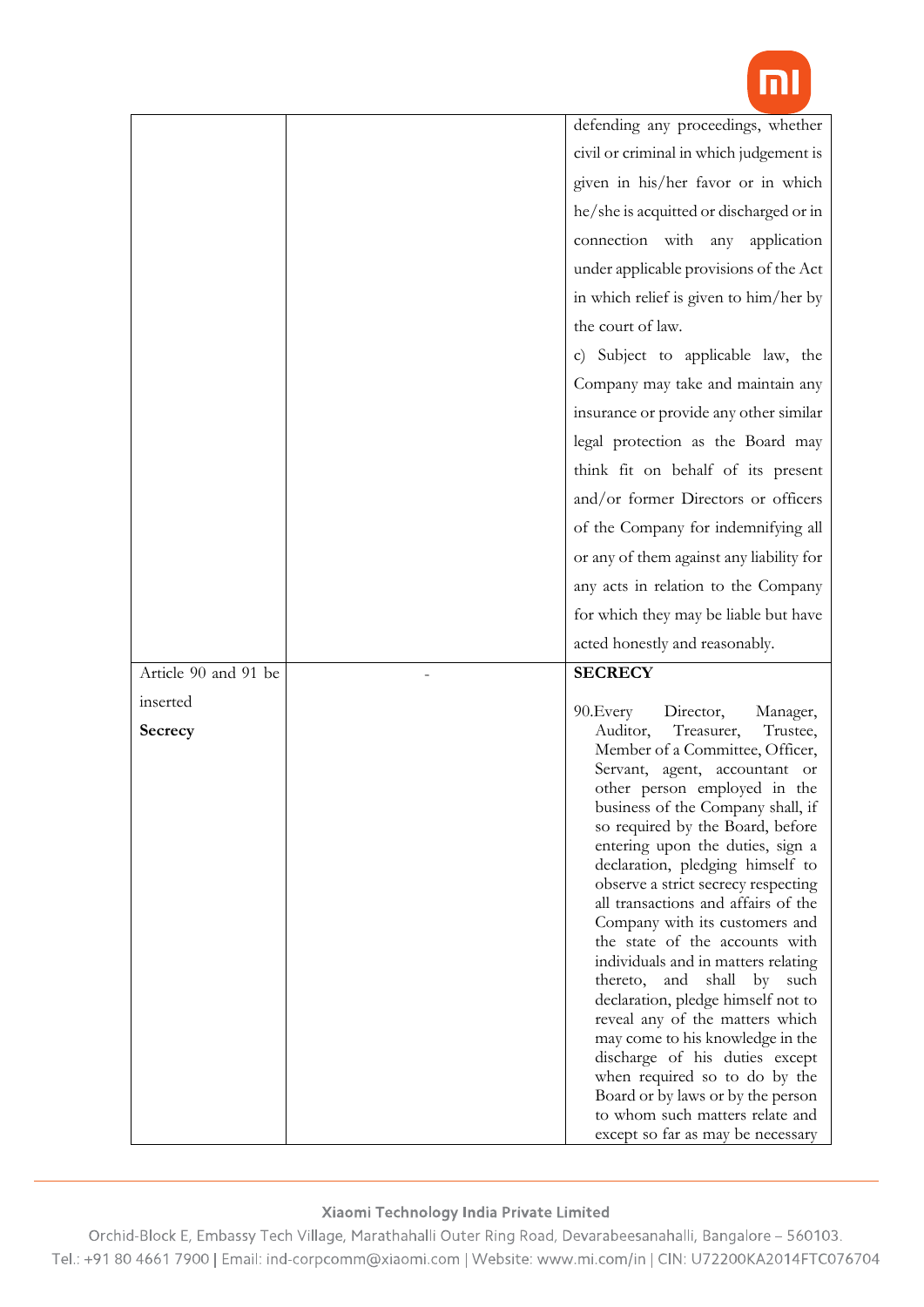| | | |
|---|---|---|
| | | defending any proceedings, whether civil or criminal in which judgement is given in his/her favor or in which he/she is acquitted or discharged or in connection with any application under applicable provisions of the Act in which relief is given to him/her by the court of law.<br><br>c) Subject to applicable law, the Company may take and maintain any insurance or provide any other similar legal protection as the Board may think fit on behalf of its present and/or former Directors or officers of the Company for indemnifying all or any of them against any liability for any acts in relation to the Company for which they may be liable but have acted honestly and reasonably. |
| Article 90 and 91 be inserted<br><br>**Secrecy** | - | **SECRECY**<br><br>90.Every Director, Manager, Auditor, Treasurer, Trustee, Member of a Committee, Officer, Servant, agent, accountant or other person employed in the business of the Company shall, if so required by the Board, before entering upon the duties, sign a declaration, pledging himself to observe a strict secrecy respecting all transactions and affairs of the Company with its customers and the state of the accounts with individuals and in matters relating thereto, and shall by such declaration, pledge himself not to reveal any of the matters which may come to his knowledge in the discharge of his duties except when required so to do by the Board or by laws or by the person to whom such matters relate and except so far as may be necessary |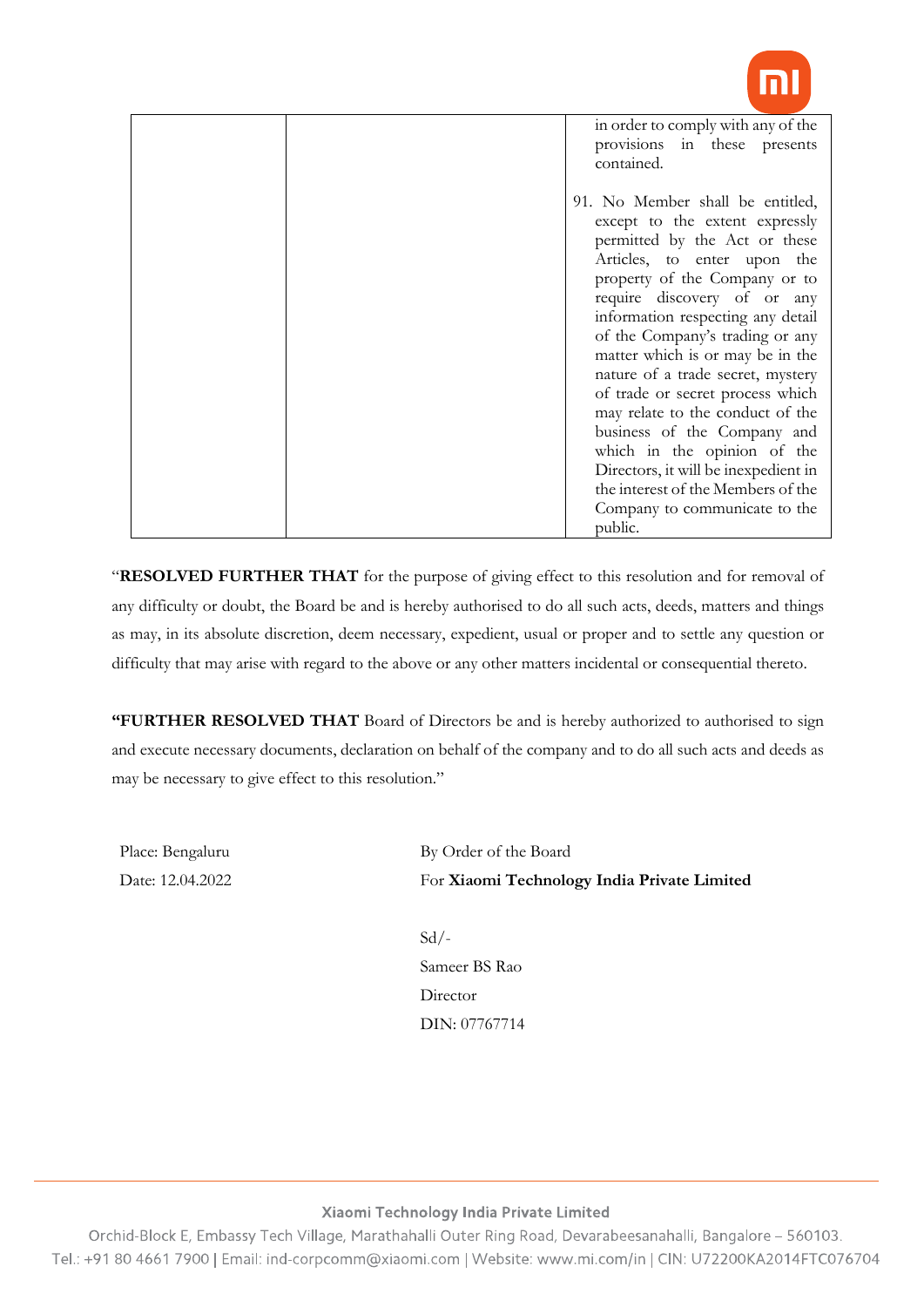|  |  | in order to comply with any of the provisions in these presents contained.<br><br>91. No Member shall be entitled, except to the extent expressly permitted by the Act or these Articles, to enter upon the property of the Company or to require discovery of or any information respecting any detail of the Company's trading or any matter which is or may be in the nature of a trade secret, mystery of trade or secret process which may relate to the conduct of the business of the Company and which in the opinion of the Directors, it will be inexpedient in the interest of the Members of the Company to communicate to the public. |
|---|---|---|

"**RESOLVED FURTHER THAT** for the purpose of giving effect to this resolution and for removal of any difficulty or doubt, the Board be and is hereby authorised to do all such acts, deeds, matters and things as may, in its absolute discretion, deem necessary, expedient, usual or proper and to settle any question or difficulty that may arise with regard to the above or any other matters incidental or consequential thereto.

**"FURTHER RESOLVED THAT** Board of Directors be and is hereby authorized to authorised to sign and execute necessary documents, declaration on behalf of the company and to do all such acts and deeds as may be necessary to give effect to this resolution."

Place: Bengaluru
Date: 12.04.2022

By Order of the Board
For **Xiaomi Technology India Private Limited**

Sd/-
Sameer BS Rao
Director
DIN: 07767714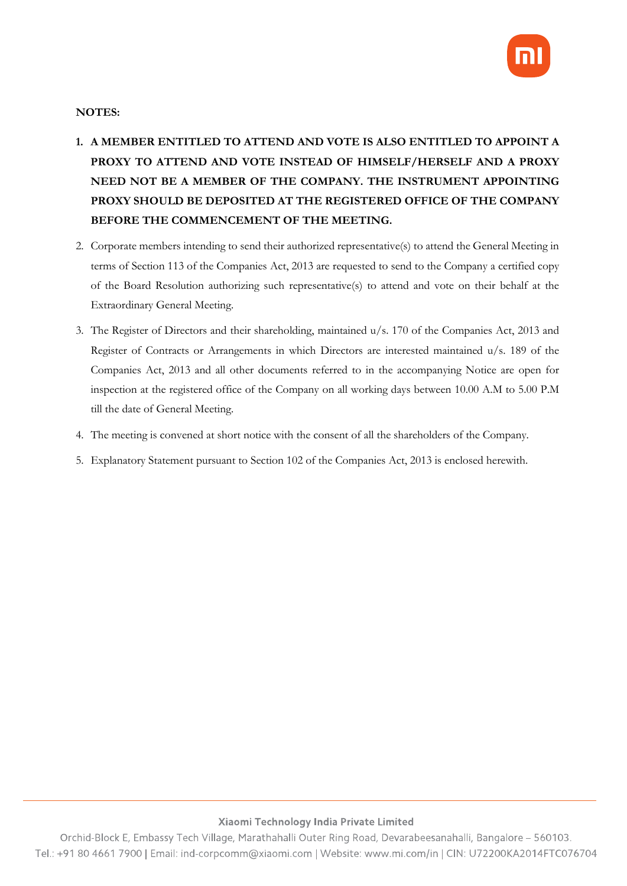**NOTES:**

1. **A MEMBER ENTITLED TO ATTEND AND VOTE IS ALSO ENTITLED TO APPOINT A PROXY TO ATTEND AND VOTE INSTEAD OF HIMSELF/HERSELF AND A PROXY NEED NOT BE A MEMBER OF THE COMPANY. THE INSTRUMENT APPOINTING PROXY SHOULD BE DEPOSITED AT THE REGISTERED OFFICE OF THE COMPANY BEFORE THE COMMENCEMENT OF THE MEETING.**
2. Corporate members intending to send their authorized representative(s) to attend the General Meeting in terms of Section 113 of the Companies Act, 2013 are requested to send to the Company a certified copy of the Board Resolution authorizing such representative(s) to attend and vote on their behalf at the Extraordinary General Meeting.
3. The Register of Directors and their shareholding, maintained u/s. 170 of the Companies Act, 2013 and Register of Contracts or Arrangements in which Directors are interested maintained u/s. 189 of the Companies Act, 2013 and all other documents referred to in the accompanying Notice are open for inspection at the registered office of the Company on all working days between 10.00 A.M to 5.00 P.M till the date of General Meeting.
4. The meeting is convened at short notice with the consent of all the shareholders of the Company.
5. Explanatory Statement pursuant to Section 102 of the Companies Act, 2013 is enclosed herewith.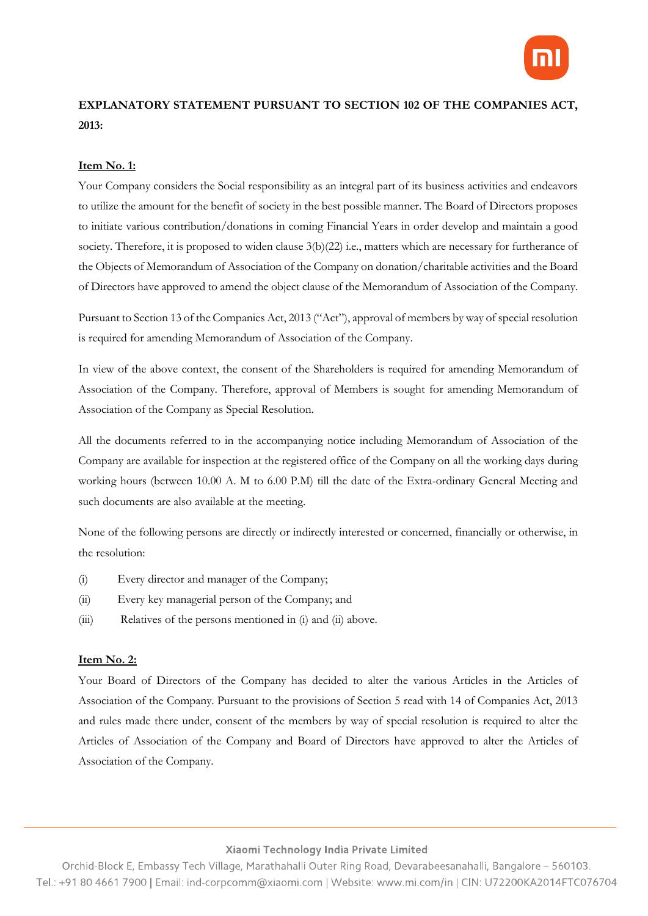**EXPLANATORY STATEMENT PURSUANT TO SECTION 102 OF THE COMPANIES ACT, 2013:**

**Item No. 1:**

Your Company considers the Social responsibility as an integral part of its business activities and endeavors to utilize the amount for the benefit of society in the best possible manner. The Board of Directors proposes to initiate various contribution/donations in coming Financial Years in order develop and maintain a good society. Therefore, it is proposed to widen clause 3(b)(22) i.e., matters which are necessary for furtherance of the Objects of Memorandum of Association of the Company on donation/charitable activities and the Board of Directors have approved to amend the object clause of the Memorandum of Association of the Company.

Pursuant to Section 13 of the Companies Act, 2013 ("Act"), approval of members by way of special resolution is required for amending Memorandum of Association of the Company.

In view of the above context, the consent of the Shareholders is required for amending Memorandum of Association of the Company. Therefore, approval of Members is sought for amending Memorandum of Association of the Company as Special Resolution.

All the documents referred to in the accompanying notice including Memorandum of Association of the Company are available for inspection at the registered office of the Company on all the working days during working hours (between 10.00 A. M to 6.00 P.M) till the date of the Extra-ordinary General Meeting and such documents are also available at the meeting.

None of the following persons are directly or indirectly interested or concerned, financially or otherwise, in the resolution:

(i) Every director and manager of the Company;

(ii) Every key managerial person of the Company; and

(iii) Relatives of the persons mentioned in (i) and (ii) above.

**Item No. 2:**

Your Board of Directors of the Company has decided to alter the various Articles in the Articles of Association of the Company. Pursuant to the provisions of Section 5 read with 14 of Companies Act, 2013 and rules made there under, consent of the members by way of special resolution is required to alter the Articles of Association of the Company and Board of Directors have approved to alter the Articles of Association of the Company.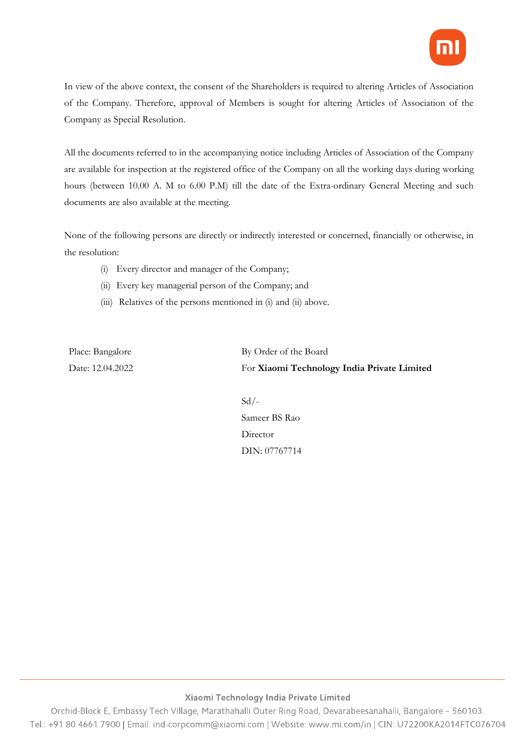In view of the above context, the consent of the Shareholders is required to altering Articles of Association of the Company. Therefore, approval of Members is sought for altering Articles of Association of the Company as Special Resolution.

All the documents referred to in the accompanying notice including Articles of Association of the Company are available for inspection at the registered office of the Company on all the working days during working hours (between 10.00 A. M to 6.00 P.M) till the date of the Extra-ordinary General Meeting and such documents are also available at the meeting.

None of the following persons are directly or indirectly interested or concerned, financially or otherwise, in the resolution:

(i) Every director and manager of the Company;

(ii) Every key managerial person of the Company; and

(iii) Relatives of the persons mentioned in (i) and (ii) above.

Place: Bangalore
Date: 12.04.2022

By Order of the Board
For **Xiaomi Technology India Private Limited**

Sd/-
Sameer BS Rao
Director
DIN: 07767714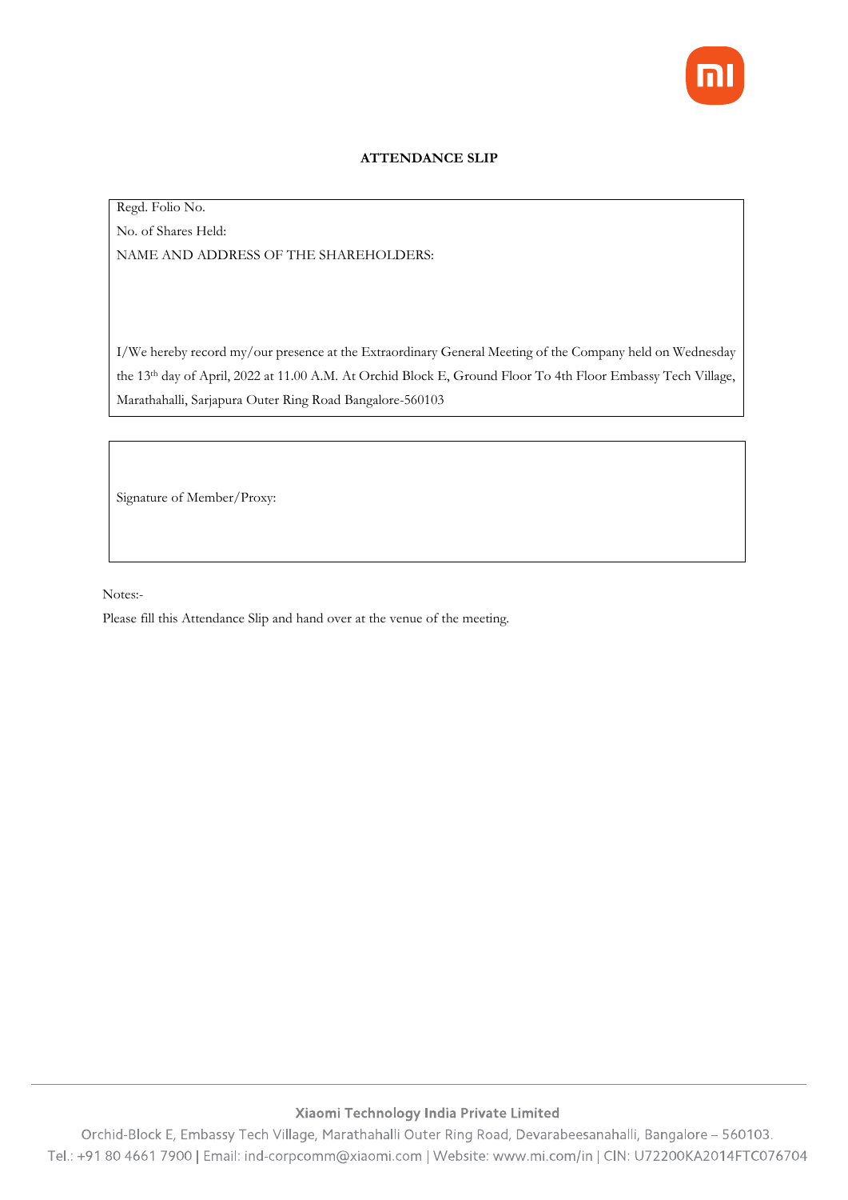**ATTENDANCE SLIP**

Regd. Folio No.

No. of Shares Held:

NAME AND ADDRESS OF THE SHAREHOLDERS:

I/We hereby record my/our presence at the Extraordinary General Meeting of the Company held on Wednesday the 13th day of April, 2022 at 11.00 A.M. At Orchid Block E, Ground Floor To 4th Floor Embassy Tech Village, Marathahalli, Sarjapura Outer Ring Road Bangalore-560103

Signature of Member/Proxy:

Notes:-

Please fill this Attendance Slip and hand over at the venue of the meeting.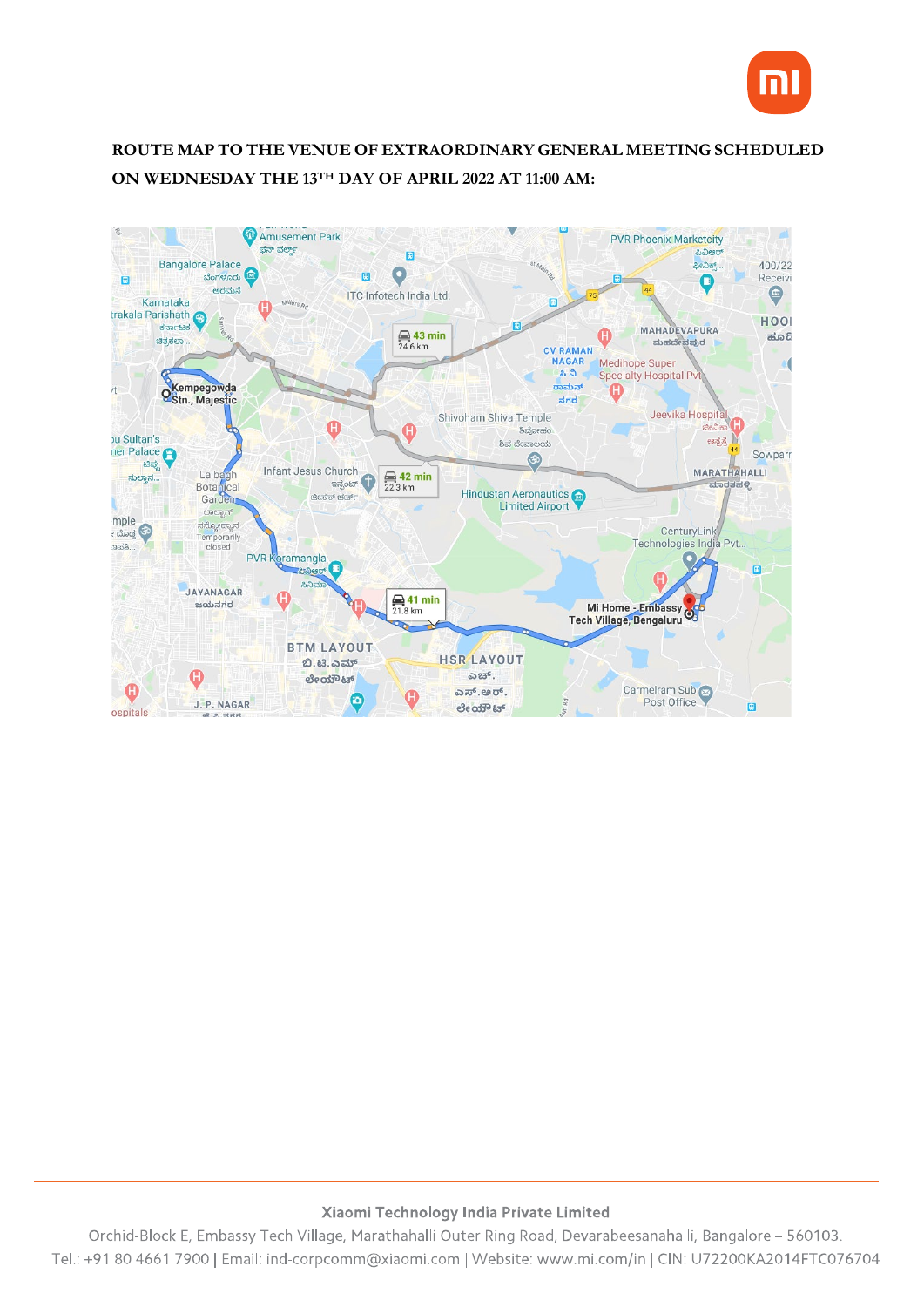**ROUTE MAP TO THE VENUE OF EXTRAORDINARY GENERAL MEETING SCHEDULED ON WEDNESDAY THE 13TH DAY OF APRIL 2022 AT 11:00 AM:**

Kempegowda Stn., Majestic

43 min
24.6 km

42 min
22.3 km

41 min
21.8 km

Mi Home - Embassy Tech Village, Bengaluru

Xiaomi Technology India Private Limited

Orchid-Block E, Embassy Tech Village, Marathahalli Outer Ring Road, Devarabeesanahalli, Bangalore – 560103.

Tel.: +91 80 4661 7900 | Email: ind-corpcomm@xiaomi.com | Website: www.mi.com/in | CIN: U72200KA2014FTC076704